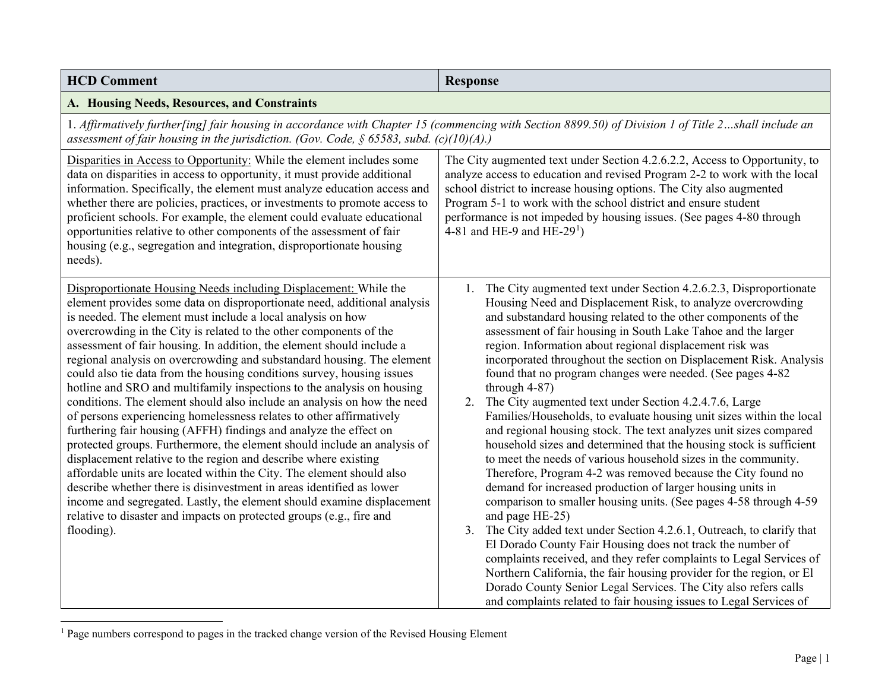| HCD Comment | Response |
|---|---|
| **A. Housing Needs, Resources, and Constraints** | |
| 1. *Affirmatively further[ing] fair housing in accordance with Chapter 15 (commencing with Section 8899.50) of Division 1 of Title 2…shall include an assessment of fair housing in the jurisdiction. (Gov. Code, § 65583, subd. (c)(10)(A).)* | |
| <u>Disparities in Access to Opportunity:</u> While the element includes some data on disparities in access to opportunity, it must provide additional information. Specifically, the element must analyze education access and whether there are policies, practices, or investments to promote access to proficient schools. For example, the element could evaluate educational opportunities relative to other components of the assessment of fair housing (e.g., segregation and integration, disproportionate housing needs). | The City augmented text under Section 4.2.6.2.2, Access to Opportunity, to analyze access to education and revised Program 2-2 to work with the local school district to increase housing options. The City also augmented Program 5-1 to work with the school district and ensure student performance is not impeded by housing issues. (See pages 4-80 through 4-81 and HE-9 and HE-29[1]) |
| <u>Disproportionate Housing Needs including Displacement:</u> While the element provides some data on disproportionate need, additional analysis is needed. The element must include a local analysis on how overcrowding in the City is related to the other components of the assessment of fair housing. In addition, the element should include a regional analysis on overcrowding and substandard housing. The element could also tie data from the housing conditions survey, housing issues hotline and SRO and multifamily inspections to the analysis on housing conditions. The element should also include an analysis on how the need of persons experiencing homelessness relates to other affirmatively furthering fair housing (AFFH) findings and analyze the effect on protected groups. Furthermore, the element should include an analysis of displacement relative to the region and describe where existing affordable units are located within the City. The element should also describe whether there is disinvestment in areas identified as lower income and segregated. Lastly, the element should examine displacement relative to disaster and impacts on protected groups (e.g., fire and flooding). | 1. The City augmented text under Section 4.2.6.2.3, Disproportionate Housing Need and Displacement Risk, to analyze overcrowding and substandard housing related to the other components of the assessment of fair housing in South Lake Tahoe and the larger region. Information about regional displacement risk was incorporated throughout the section on Displacement Risk. Analysis found that no program changes were needed. (See pages 4-82 through 4-87)<br>2. The City augmented text under Section 4.2.4.7.6, Large Families/Households, to evaluate housing unit sizes within the local and regional housing stock. The text analyzes unit sizes compared household sizes and determined that the housing stock is sufficient to meet the needs of various household sizes in the community. Therefore, Program 4-2 was removed because the City found no demand for increased production of larger housing units in comparison to smaller housing units. (See pages 4-58 through 4-59 and page HE-25)<br>3. The City added text under Section 4.2.6.1, Outreach, to clarify that El Dorado County Fair Housing does not track the number of complaints received, and they refer complaints to Legal Services of Northern California, the fair housing provider for the region, or El Dorado County Senior Legal Services. The City also refers calls and complaints related to fair housing issues to Legal Services of |

[1] Page numbers correspond to pages in the tracked change version of the Revised Housing Element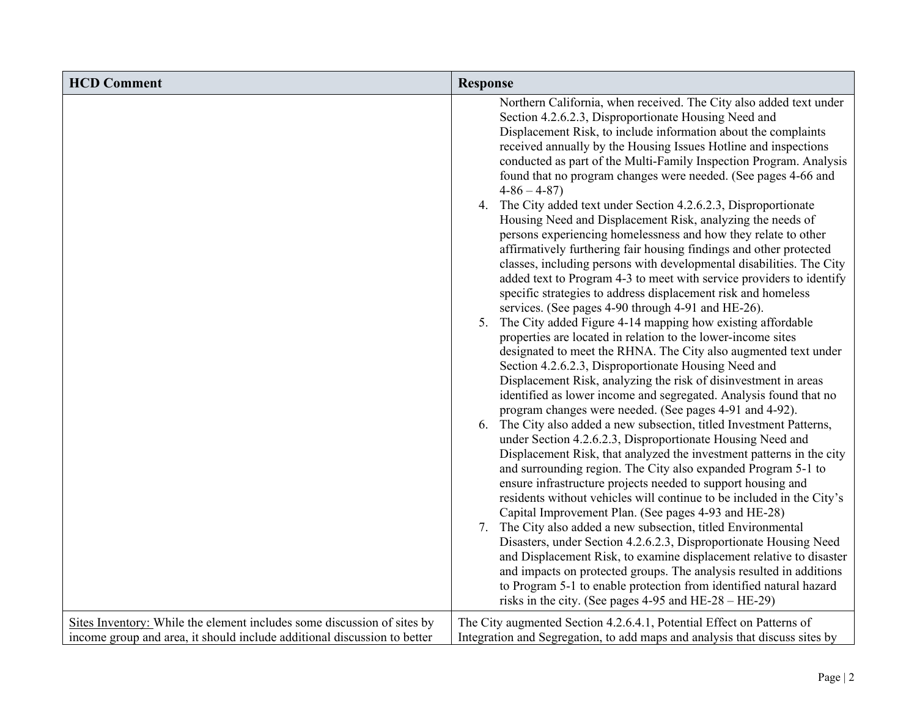| HCD Comment | Response |
| --- | --- |
| | Northern California, when received. The City also added text under Section 4.2.6.2.3, Disproportionate Housing Need and Displacement Risk, to include information about the complaints received annually by the Housing Issues Hotline and inspections conducted as part of the Multi-Family Inspection Program. Analysis found that no program changes were needed. (See pages 4-66 and 4-86 – 4-87)<br>4. The City added text under Section 4.2.6.2.3, Disproportionate Housing Need and Displacement Risk, analyzing the needs of persons experiencing homelessness and how they relate to other affirmatively furthering fair housing findings and other protected classes, including persons with developmental disabilities. The City added text to Program 4-3 to meet with service providers to identify specific strategies to address displacement risk and homeless services. (See pages 4-90 through 4-91 and HE-26).<br>5. The City added Figure 4-14 mapping how existing affordable properties are located in relation to the lower-income sites designated to meet the RHNA. The City also augmented text under Section 4.2.6.2.3, Disproportionate Housing Need and Displacement Risk, analyzing the risk of disinvestment in areas identified as lower income and segregated. Analysis found that no program changes were needed. (See pages 4-91 and 4-92).<br>6. The City also added a new subsection, titled Investment Patterns, under Section 4.2.6.2.3, Disproportionate Housing Need and Displacement Risk, that analyzed the investment patterns in the city and surrounding region. The City also expanded Program 5-1 to ensure infrastructure projects needed to support housing and residents without vehicles will continue to be included in the City's Capital Improvement Plan. (See pages 4-93 and HE-28)<br>7. The City also added a new subsection, titled Environmental Disasters, under Section 4.2.6.2.3, Disproportionate Housing Need and Displacement Risk, to examine displacement relative to disaster and impacts on protected groups. The analysis resulted in additions to Program 5-1 to enable protection from identified natural hazard risks in the city. (See pages 4-95 and HE-28 – HE-29) |
| Sites Inventory: While the element includes some discussion of sites by income group and area, it should include additional discussion to better | The City augmented Section 4.2.6.4.1, Potential Effect on Patterns of Integration and Segregation, to add maps and analysis that discuss sites by |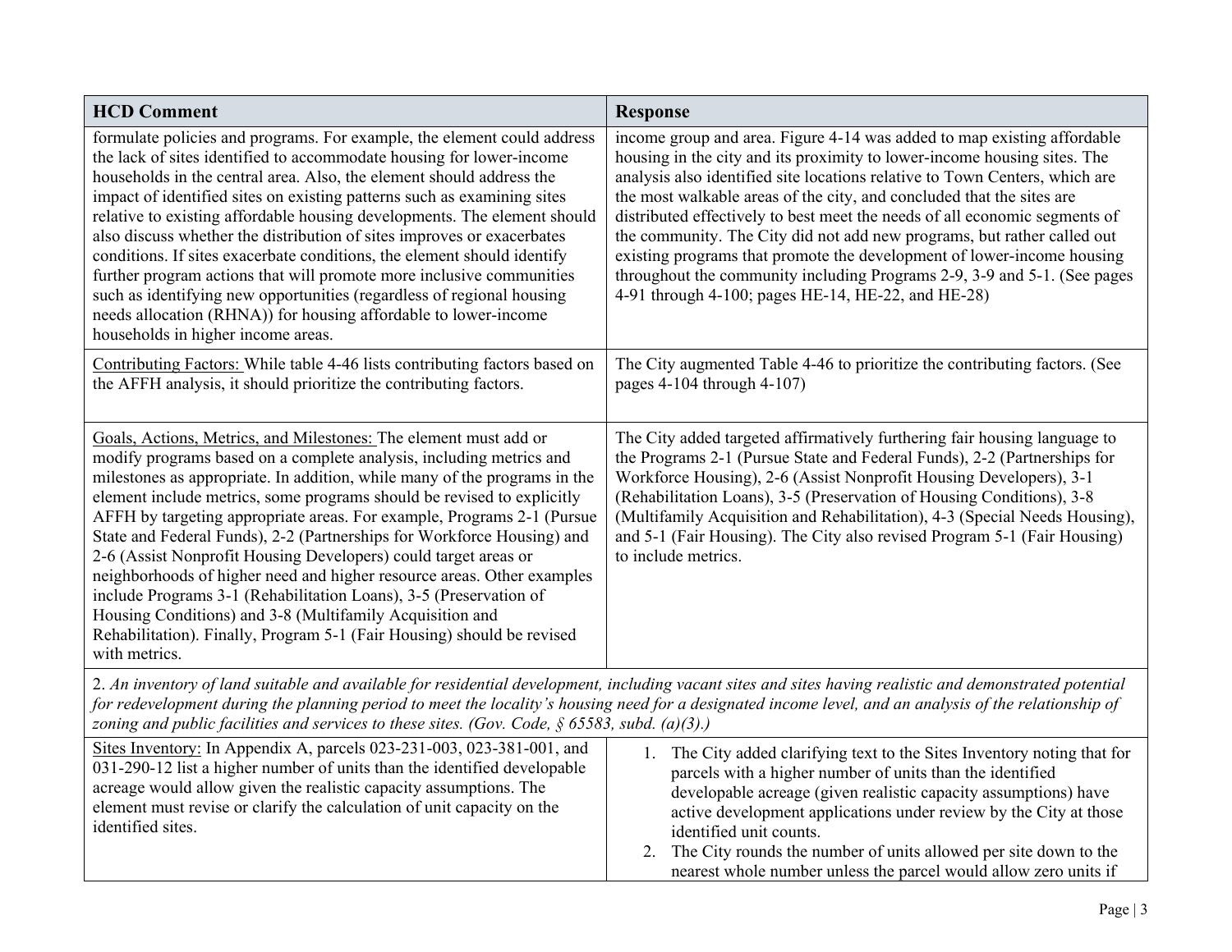| HCD Comment | Response |
|---|---|
| formulate policies and programs. For example, the element could address the lack of sites identified to accommodate housing for lower-income households in the central area. Also, the element should address the impact of identified sites on existing patterns such as examining sites relative to existing affordable housing developments. The element should also discuss whether the distribution of sites improves or exacerbates conditions. If sites exacerbate conditions, the element should identify further program actions that will promote more inclusive communities such as identifying new opportunities (regardless of regional housing needs allocation (RHNA)) for housing affordable to lower-income households in higher income areas. | income group and area. Figure 4-14 was added to map existing affordable housing in the city and its proximity to lower-income housing sites. The analysis also identified site locations relative to Town Centers, which are the most walkable areas of the city, and concluded that the sites are distributed effectively to best meet the needs of all economic segments of the community. The City did not add new programs, but rather called out existing programs that promote the development of lower-income housing throughout the community including Programs 2-9, 3-9 and 5-1. (See pages 4-91 through 4-100; pages HE-14, HE-22, and HE-28) |
| <u>Contributing Factors:</u> While table 4-46 lists contributing factors based on the AFFH analysis, it should prioritize the contributing factors. | The City augmented Table 4-46 to prioritize the contributing factors. (See pages 4-104 through 4-107) |
| <u>Goals, Actions, Metrics, and Milestones:</u> The element must add or modify programs based on a complete analysis, including metrics and milestones as appropriate. In addition, while many of the programs in the element include metrics, some programs should be revised to explicitly AFFH by targeting appropriate areas. For example, Programs 2-1 (Pursue State and Federal Funds), 2-2 (Partnerships for Workforce Housing) and 2-6 (Assist Nonprofit Housing Developers) could target areas or neighborhoods of higher need and higher resource areas. Other examples include Programs 3-1 (Rehabilitation Loans), 3-5 (Preservation of Housing Conditions) and 3-8 (Multifamily Acquisition and Rehabilitation). Finally, Program 5-1 (Fair Housing) should be revised with metrics. | The City added targeted affirmatively furthering fair housing language to the Programs 2-1 (Pursue State and Federal Funds), 2-2 (Partnerships for Workforce Housing), 2-6 (Assist Nonprofit Housing Developers), 3-1 (Rehabilitation Loans), 3-5 (Preservation of Housing Conditions), 3-8 (Multifamily Acquisition and Rehabilitation), 4-3 (Special Needs Housing), and 5-1 (Fair Housing). The City also revised Program 5-1 (Fair Housing) to include metrics. |
| 2. *An inventory of land suitable and available for residential development, including vacant sites and sites having realistic and demonstrated potential for redevelopment during the planning period to meet the locality's housing need for a designated income level, and an analysis of the relationship of zoning and public facilities and services to these sites. (Gov. Code, § 65583, subd. (a)(3).)* | |
| <u>Sites Inventory:</u> In Appendix A, parcels 023-231-003, 023-381-001, and 031-290-12 list a higher number of units than the identified developable acreage would allow given the realistic capacity assumptions. The element must revise or clarify the calculation of unit capacity on the identified sites. | 1. The City added clarifying text to the Sites Inventory noting that for parcels with a higher number of units than the identified developable acreage (given realistic capacity assumptions) have active development applications under review by the City at those identified unit counts.<br>2. The City rounds the number of units allowed per site down to the nearest whole number unless the parcel would allow zero units if |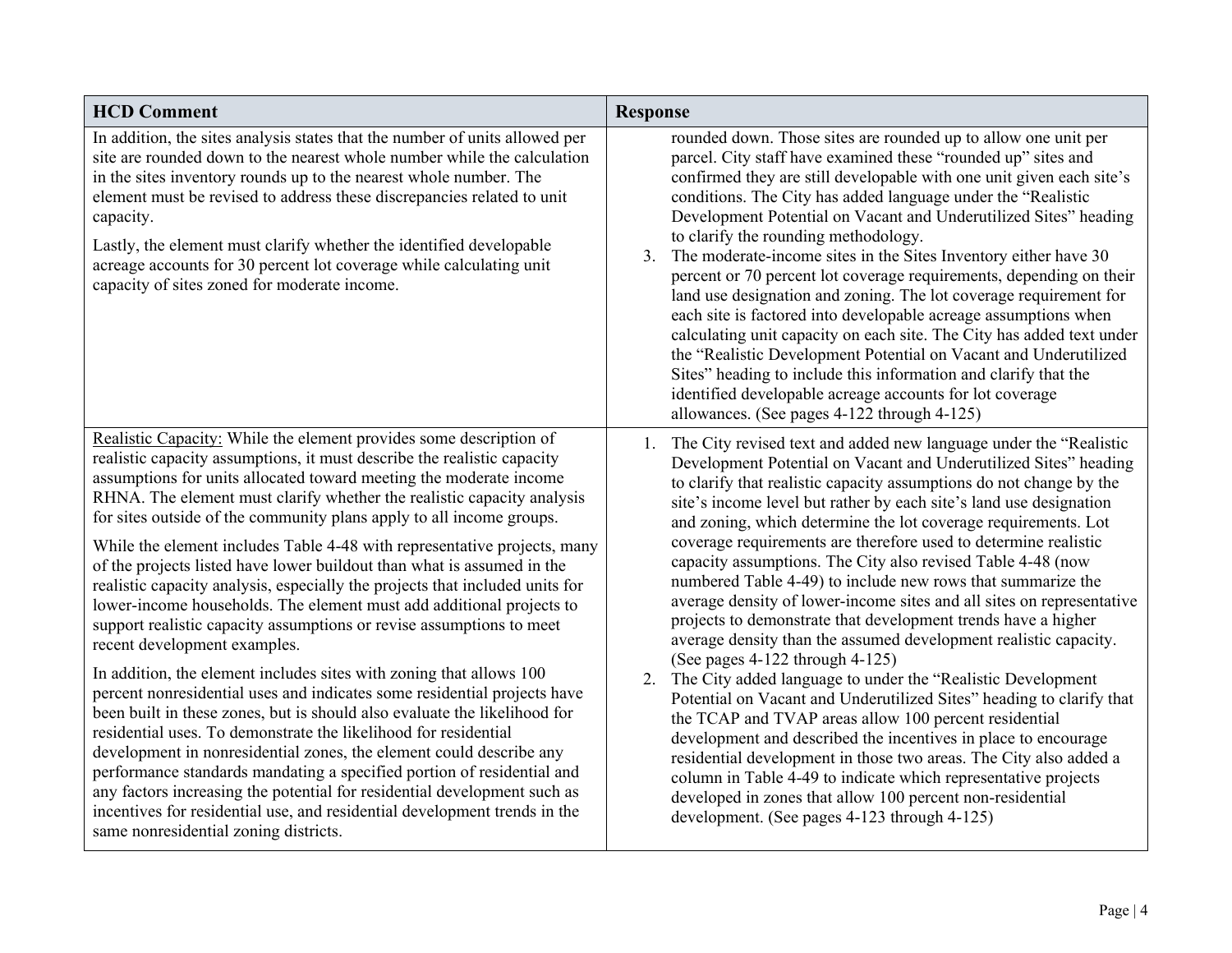| HCD Comment | Response |
|---|---|
| In addition, the sites analysis states that the number of units allowed per site are rounded down to the nearest whole number while the calculation in the sites inventory rounds up to the nearest whole number. The element must be revised to address these discrepancies related to unit capacity.<br><br>Lastly, the element must clarify whether the identified developable acreage accounts for 30 percent lot coverage while calculating unit capacity of sites zoned for moderate income. | rounded down. Those sites are rounded up to allow one unit per parcel. City staff have examined these "rounded up" sites and confirmed they are still developable with one unit given each site's conditions. The City has added language under the "Realistic Development Potential on Vacant and Underutilized Sites" heading to clarify the rounding methodology.<br>3. The moderate-income sites in the Sites Inventory either have 30 percent or 70 percent lot coverage requirements, depending on their land use designation and zoning. The lot coverage requirement for each site is factored into developable acreage assumptions when calculating unit capacity on each site. The City has added text under the "Realistic Development Potential on Vacant and Underutilized Sites" heading to include this information and clarify that the identified developable acreage accounts for lot coverage allowances. (See pages 4-122 through 4-125) |
| Realistic Capacity: While the element provides some description of realistic capacity assumptions, it must describe the realistic capacity assumptions for units allocated toward meeting the moderate income RHNA. The element must clarify whether the realistic capacity analysis for sites outside of the community plans apply to all income groups.<br><br>While the element includes Table 4-48 with representative projects, many of the projects listed have lower buildout than what is assumed in the realistic capacity analysis, especially the projects that included units for lower-income households. The element must add additional projects to support realistic capacity assumptions or revise assumptions to meet recent development examples.<br><br>In addition, the element includes sites with zoning that allows 100 percent nonresidential uses and indicates some residential projects have been built in these zones, but is should also evaluate the likelihood for residential uses. To demonstrate the likelihood for residential development in nonresidential zones, the element could describe any performance standards mandating a specified portion of residential and any factors increasing the potential for residential development such as incentives for residential use, and residential development trends in the same nonresidential zoning districts. | 1. The City revised text and added new language under the "Realistic Development Potential on Vacant and Underutilized Sites" heading to clarify that realistic capacity assumptions do not change by the site's income level but rather by each site's land use designation and zoning, which determine the lot coverage requirements. Lot coverage requirements are therefore used to determine realistic capacity assumptions. The City also revised Table 4-48 (now numbered Table 4-49) to include new rows that summarize the average density of lower-income sites and all sites on representative projects to demonstrate that development trends have a higher average density than the assumed development realistic capacity. (See pages 4-122 through 4-125)<br>2. The City added language to under the "Realistic Development Potential on Vacant and Underutilized Sites" heading to clarify that the TCAP and TVAP areas allow 100 percent residential development and described the incentives in place to encourage residential development in those two areas. The City also added a column in Table 4-49 to indicate which representative projects developed in zones that allow 100 percent non-residential development. (See pages 4-123 through 4-125) |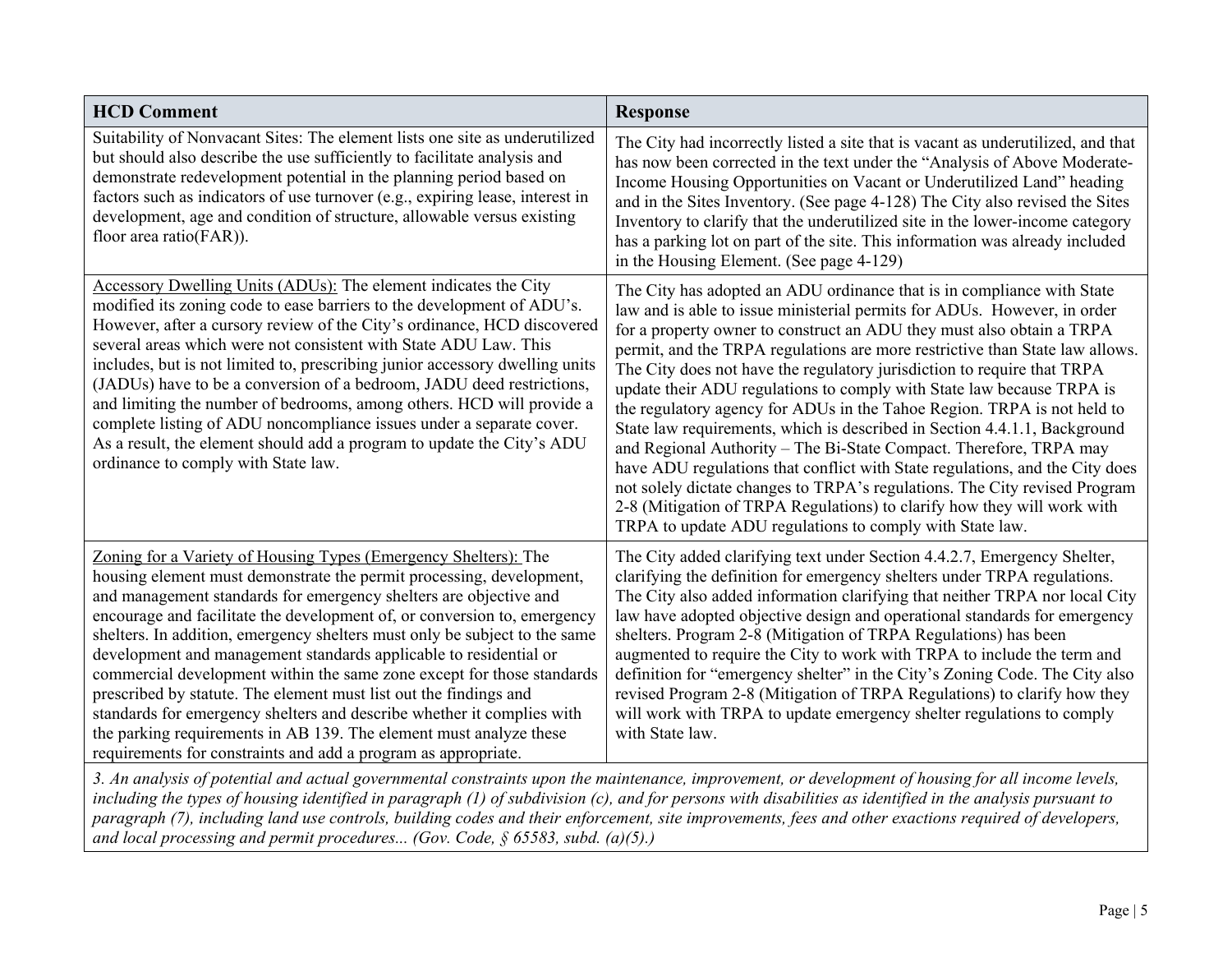| HCD Comment | Response |
|---|---|
| Suitability of Nonvacant Sites: The element lists one site as underutilized but should also describe the use sufficiently to facilitate analysis and demonstrate redevelopment potential in the planning period based on factors such as indicators of use turnover (e.g., expiring lease, interest in development, age and condition of structure, allowable versus existing floor area ratio(FAR)). | The City had incorrectly listed a site that is vacant as underutilized, and that has now been corrected in the text under the "Analysis of Above Moderate-Income Housing Opportunities on Vacant or Underutilized Land" heading and in the Sites Inventory. (See page 4-128) The City also revised the Sites Inventory to clarify that the underutilized site in the lower-income category has a parking lot on part of the site. This information was already included in the Housing Element. (See page 4-129) |
| Accessory Dwelling Units (ADUs): The element indicates the City modified its zoning code to ease barriers to the development of ADU's. However, after a cursory review of the City's ordinance, HCD discovered several areas which were not consistent with State ADU Law. This includes, but is not limited to, prescribing junior accessory dwelling units (JADUs) have to be a conversion of a bedroom, JADU deed restrictions, and limiting the number of bedrooms, among others. HCD will provide a complete listing of ADU noncompliance issues under a separate cover. As a result, the element should add a program to update the City's ADU ordinance to comply with State law. | The City has adopted an ADU ordinance that is in compliance with State law and is able to issue ministerial permits for ADUs. However, in order for a property owner to construct an ADU they must also obtain a TRPA permit, and the TRPA regulations are more restrictive than State law allows. The City does not have the regulatory jurisdiction to require that TRPA update their ADU regulations to comply with State law because TRPA is the regulatory agency for ADUs in the Tahoe Region. TRPA is not held to State law requirements, which is described in Section 4.4.1.1, Background and Regional Authority – The Bi-State Compact. Therefore, TRPA may have ADU regulations that conflict with State regulations, and the City does not solely dictate changes to TRPA's regulations. The City revised Program 2-8 (Mitigation of TRPA Regulations) to clarify how they will work with TRPA to update ADU regulations to comply with State law. |
| Zoning for a Variety of Housing Types (Emergency Shelters): The housing element must demonstrate the permit processing, development, and management standards for emergency shelters are objective and encourage and facilitate the development of, or conversion to, emergency shelters. In addition, emergency shelters must only be subject to the same development and management standards applicable to residential or commercial development within the same zone except for those standards prescribed by statute. The element must list out the findings and standards for emergency shelters and describe whether it complies with the parking requirements in AB 139. The element must analyze these requirements for constraints and add a program as appropriate. | The City added clarifying text under Section 4.4.2.7, Emergency Shelter, clarifying the definition for emergency shelters under TRPA regulations. The City also added information clarifying that neither TRPA nor local City law have adopted objective design and operational standards for emergency shelters. Program 2-8 (Mitigation of TRPA Regulations) has been augmented to require the City to work with TRPA to include the term and definition for "emergency shelter" in the City's Zoning Code. The City also revised Program 2-8 (Mitigation of TRPA Regulations) to clarify how they will work with TRPA to update emergency shelter regulations to comply with State law. |
| *3. An analysis of potential and actual governmental constraints upon the maintenance, improvement, or development of housing for all income levels, including the types of housing identified in paragraph (1) of subdivision (c), and for persons with disabilities as identified in the analysis pursuant to paragraph (7), including land use controls, building codes and their enforcement, site improvements, fees and other exactions required of developers, and local processing and permit procedures... (Gov. Code, § 65583, subd. (a)(5).)* | |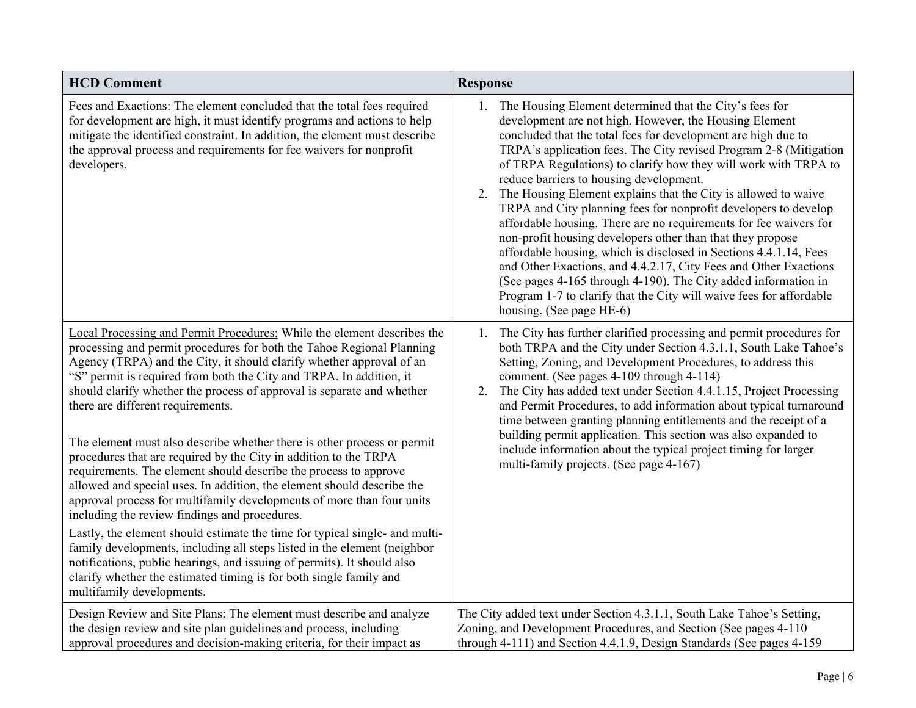| HCD Comment | Response |
|---|---|
| Fees and Exactions: The element concluded that the total fees required for development are high, it must identify programs and actions to help mitigate the identified constraint. In addition, the element must describe the approval process and requirements for fee waivers for nonprofit developers. | 1. The Housing Element determined that the City's fees for development are not high. However, the Housing Element concluded that the total fees for development are high due to TRPA's application fees. The City revised Program 2-8 (Mitigation of TRPA Regulations) to clarify how they will work with TRPA to reduce barriers to housing development.<br>2. The Housing Element explains that the City is allowed to waive TRPA and City planning fees for nonprofit developers to develop affordable housing. There are no requirements for fee waivers for non-profit housing developers other than that they propose affordable housing, which is disclosed in Sections 4.4.1.14, Fees and Other Exactions, and 4.4.2.17, City Fees and Other Exactions (See pages 4-165 through 4-190). The City added information in Program 1-7 to clarify that the City will waive fees for affordable housing. (See page HE-6) |
| Local Processing and Permit Procedures: While the element describes the processing and permit procedures for both the Tahoe Regional Planning Agency (TRPA) and the City, it should clarify whether approval of an "S" permit is required from both the City and TRPA. In addition, it should clarify whether the process of approval is separate and whether there are different requirements.<br><br>The element must also describe whether there is other process or permit procedures that are required by the City in addition to the TRPA requirements. The element should describe the process to approve allowed and special uses. In addition, the element should describe the approval process for multifamily developments of more than four units including the review findings and procedures.<br><br>Lastly, the element should estimate the time for typical single- and multi-family developments, including all steps listed in the element (neighbor notifications, public hearings, and issuing of permits). It should also clarify whether the estimated timing is for both single family and multifamily developments. | 1. The City has further clarified processing and permit procedures for both TRPA and the City under Section 4.3.1.1, South Lake Tahoe's Setting, Zoning, and Development Procedures, to address this comment. (See pages 4-109 through 4-114)<br>2. The City has added text under Section 4.4.1.15, Project Processing and Permit Procedures, to add information about typical turnaround time between granting planning entitlements and the receipt of a building permit application. This section was also expanded to include information about the typical project timing for larger multi-family projects. (See page 4-167) |
| Design Review and Site Plans: The element must describe and analyze the design review and site plan guidelines and process, including approval procedures and decision-making criteria, for their impact as | The City added text under Section 4.3.1.1, South Lake Tahoe's Setting, Zoning, and Development Procedures, and Section (See pages 4-110 through 4-111) and Section 4.4.1.9, Design Standards (See pages 4-159 |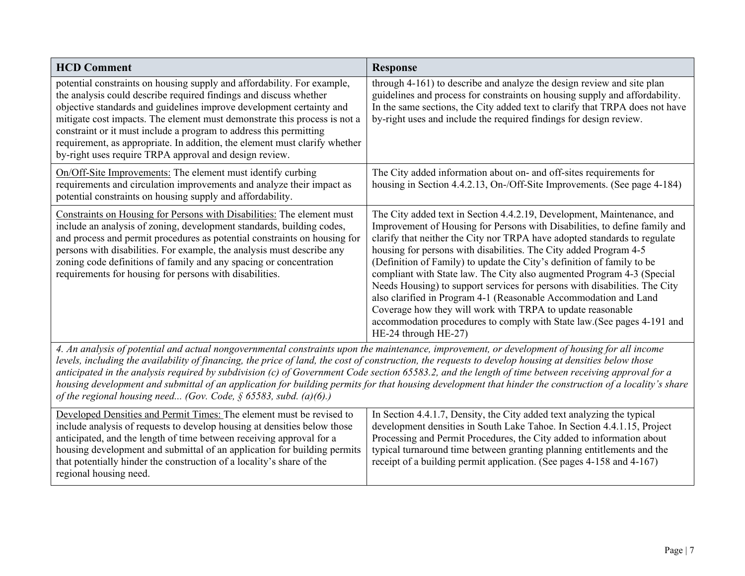| HCD Comment | Response |
|---|---|
| potential constraints on housing supply and affordability. For example, the analysis could describe required findings and discuss whether objective standards and guidelines improve development certainty and mitigate cost impacts. The element must demonstrate this process is not a constraint or it must include a program to address this permitting requirement, as appropriate. In addition, the element must clarify whether by-right uses require TRPA approval and design review. | through 4-161) to describe and analyze the design review and site plan guidelines and process for constraints on housing supply and affordability. In the same sections, the City added text to clarify that TRPA does not have by-right uses and include the required findings for design review. |
| On/Off-Site Improvements: The element must identify curbing requirements and circulation improvements and analyze their impact as potential constraints on housing supply and affordability. | The City added information about on- and off-sites requirements for housing in Section 4.4.2.13, On-/Off-Site Improvements. (See page 4-184) |
| Constraints on Housing for Persons with Disabilities: The element must include an analysis of zoning, development standards, building codes, and process and permit procedures as potential constraints on housing for persons with disabilities. For example, the analysis must describe any zoning code definitions of family and any spacing or concentration requirements for housing for persons with disabilities. | The City added text in Section 4.4.2.19, Development, Maintenance, and Improvement of Housing for Persons with Disabilities, to define family and clarify that neither the City nor TRPA have adopted standards to regulate housing for persons with disabilities. The City added Program 4-5 (Definition of Family) to update the City's definition of family to be compliant with State law. The City also augmented Program 4-3 (Special Needs Housing) to support services for persons with disabilities. The City also clarified in Program 4-1 (Reasonable Accommodation and Land Coverage how they will work with TRPA to update reasonable accommodation procedures to comply with State law.(See pages 4-191 and HE-24 through HE-27) |
| *4. An analysis of potential and actual nongovernmental constraints upon the maintenance, improvement, or development of housing for all income levels, including the availability of financing, the price of land, the cost of construction, the requests to develop housing at densities below those anticipated in the analysis required by subdivision (c) of Government Code section 65583.2, and the length of time between receiving approval for a housing development and submittal of an application for building permits for that housing development that hinder the construction of a locality's share of the regional housing need... (Gov. Code, § 65583, subd. (a)(6).)* | |
| Developed Densities and Permit Times: The element must be revised to include analysis of requests to develop housing at densities below those anticipated, and the length of time between receiving approval for a housing development and submittal of an application for building permits that potentially hinder the construction of a locality's share of the regional housing need. | In Section 4.4.1.7, Density, the City added text analyzing the typical development densities in South Lake Tahoe. In Section 4.4.1.15, Project Processing and Permit Procedures, the City added to information about typical turnaround time between granting planning entitlements and the receipt of a building permit application. (See pages 4-158 and 4-167) |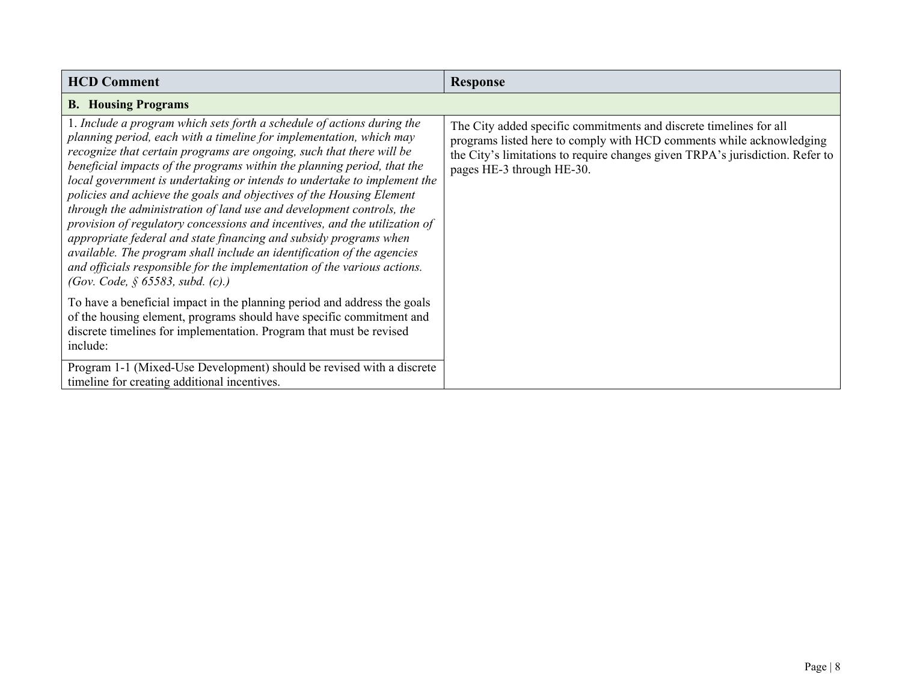| HCD Comment | Response |
| --- | --- |
| **B. Housing Programs** | |
| 1. *Include a program which sets forth a schedule of actions during the planning period, each with a timeline for implementation, which may recognize that certain programs are ongoing, such that there will be beneficial impacts of the programs within the planning period, that the local government is undertaking or intends to undertake to implement the policies and achieve the goals and objectives of the Housing Element through the administration of land use and development controls, the provision of regulatory concessions and incentives, and the utilization of appropriate federal and state financing and subsidy programs when available. The program shall include an identification of the agencies and officials responsible for the implementation of the various actions. (Gov. Code, § 65583, subd. (c).)*<br><br>To have a beneficial impact in the planning period and address the goals of the housing element, programs should have specific commitment and discrete timelines for implementation. Program that must be revised include: | The City added specific commitments and discrete timelines for all programs listed here to comply with HCD comments while acknowledging the City's limitations to require changes given TRPA's jurisdiction. Refer to pages HE-3 through HE-30. |
| Program 1-1 (Mixed-Use Development) should be revised with a discrete timeline for creating additional incentives. | |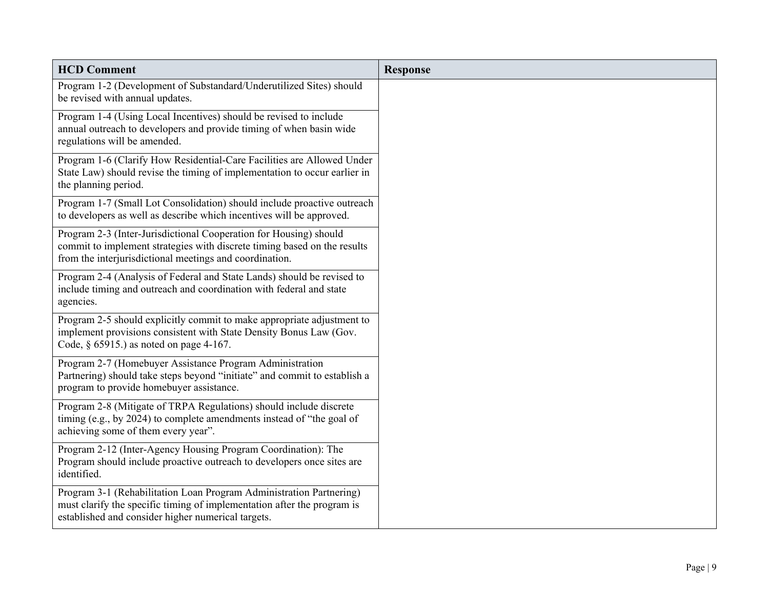| HCD Comment | Response |
| --- | --- |
| Program 1-2 (Development of Substandard/Underutilized Sites) should be revised with annual updates. | |
| Program 1-4 (Using Local Incentives) should be revised to include annual outreach to developers and provide timing of when basin wide regulations will be amended. | |
| Program 1-6 (Clarify How Residential-Care Facilities are Allowed Under State Law) should revise the timing of implementation to occur earlier in the planning period. | |
| Program 1-7 (Small Lot Consolidation) should include proactive outreach to developers as well as describe which incentives will be approved. | |
| Program 2-3 (Inter-Jurisdictional Cooperation for Housing) should commit to implement strategies with discrete timing based on the results from the interjurisdictional meetings and coordination. | |
| Program 2-4 (Analysis of Federal and State Lands) should be revised to include timing and outreach and coordination with federal and state agencies. | |
| Program 2-5 should explicitly commit to make appropriate adjustment to implement provisions consistent with State Density Bonus Law (Gov. Code, § 65915.) as noted on page 4-167. | |
| Program 2-7 (Homebuyer Assistance Program Administration Partnering) should take steps beyond "initiate" and commit to establish a program to provide homebuyer assistance. | |
| Program 2-8 (Mitigate of TRPA Regulations) should include discrete timing (e.g., by 2024) to complete amendments instead of "the goal of achieving some of them every year". | |
| Program 2-12 (Inter-Agency Housing Program Coordination): The Program should include proactive outreach to developers once sites are identified. | |
| Program 3-1 (Rehabilitation Loan Program Administration Partnering) must clarify the specific timing of implementation after the program is established and consider higher numerical targets. | |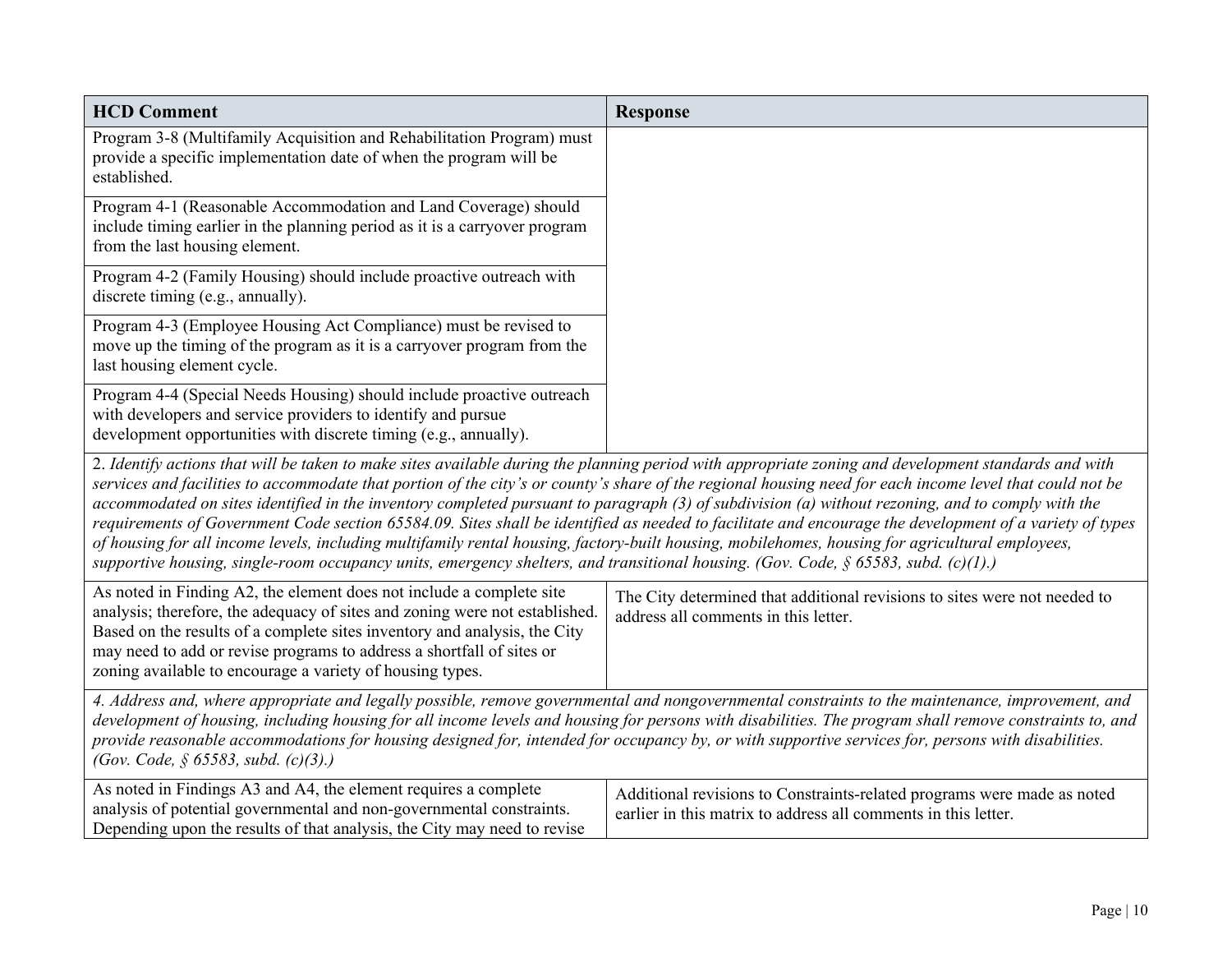| HCD Comment | Response |
|---|---|
| Program 3-8 (Multifamily Acquisition and Rehabilitation Program) must provide a specific implementation date of when the program will be established. | |
| Program 4-1 (Reasonable Accommodation and Land Coverage) should include timing earlier in the planning period as it is a carryover program from the last housing element. | |
| Program 4-2 (Family Housing) should include proactive outreach with discrete timing (e.g., annually). | |
| Program 4-3 (Employee Housing Act Compliance) must be revised to move up the timing of the program as it is a carryover program from the last housing element cycle. | |
| Program 4-4 (Special Needs Housing) should include proactive outreach with developers and service providers to identify and pursue development opportunities with discrete timing (e.g., annually). | |
| *2. Identify actions that will be taken to make sites available during the planning period with appropriate zoning and development standards and with services and facilities to accommodate that portion of the city's or county's share of the regional housing need for each income level that could not be accommodated on sites identified in the inventory completed pursuant to paragraph (3) of subdivision (a) without rezoning, and to comply with the requirements of Government Code section 65584.09. Sites shall be identified as needed to facilitate and encourage the development of a variety of types of housing for all income levels, including multifamily rental housing, factory-built housing, mobilehomes, housing for agricultural employees, supportive housing, single-room occupancy units, emergency shelters, and transitional housing. (Gov. Code, § 65583, subd. (c)(1).)* | |
| As noted in Finding A2, the element does not include a complete site analysis; therefore, the adequacy of sites and zoning were not established. Based on the results of a complete sites inventory and analysis, the City may need to add or revise programs to address a shortfall of sites or zoning available to encourage a variety of housing types. | The City determined that additional revisions to sites were not needed to address all comments in this letter. |
| *4. Address and, where appropriate and legally possible, remove governmental and nongovernmental constraints to the maintenance, improvement, and development of housing, including housing for all income levels and housing for persons with disabilities. The program shall remove constraints to, and provide reasonable accommodations for housing designed for, intended for occupancy by, or with supportive services for, persons with disabilities. (Gov. Code, § 65583, subd. (c)(3).)* | |
| As noted in Findings A3 and A4, the element requires a complete analysis of potential governmental and non-governmental constraints. Depending upon the results of that analysis, the City may need to revise | Additional revisions to Constraints-related programs were made as noted earlier in this matrix to address all comments in this letter. |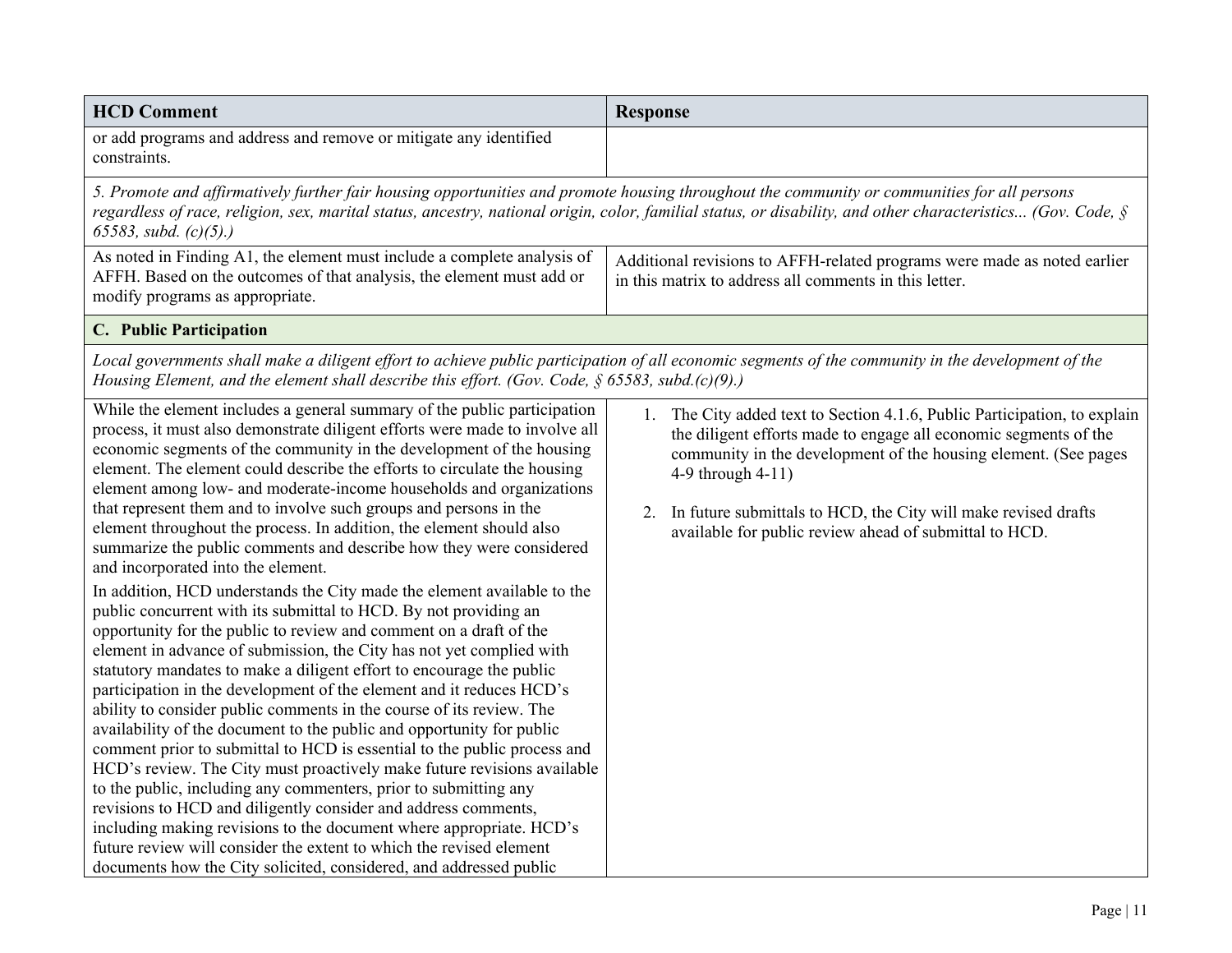| HCD Comment | Response |
|---|---|
| or add programs and address and remove or mitigate any identified constraints. | |
| *5. Promote and affirmatively further fair housing opportunities and promote housing throughout the community or communities for all persons regardless of race, religion, sex, marital status, ancestry, national origin, color, familial status, or disability, and other characteristics... (Gov. Code, § 65583, subd. (c)(5).)* | |
| As noted in Finding A1, the element must include a complete analysis of AFFH. Based on the outcomes of that analysis, the element must add or modify programs as appropriate. | Additional revisions to AFFH-related programs were made as noted earlier in this matrix to address all comments in this letter. |
| **C. Public Participation** | |
| *Local governments shall make a diligent effort to achieve public participation of all economic segments of the community in the development of the Housing Element, and the element shall describe this effort. (Gov. Code, § 65583, subd.(c)(9).)* | |
| While the element includes a general summary of the public participation process, it must also demonstrate diligent efforts were made to involve all economic segments of the community in the development of the housing element. The element could describe the efforts to circulate the housing element among low- and moderate-income households and organizations that represent them and to involve such groups and persons in the element throughout the process. In addition, the element should also summarize the public comments and describe how they were considered and incorporated into the element.<br><br>In addition, HCD understands the City made the element available to the public concurrent with its submittal to HCD. By not providing an opportunity for the public to review and comment on a draft of the element in advance of submission, the City has not yet complied with statutory mandates to make a diligent effort to encourage the public participation in the development of the element and it reduces HCD's ability to consider public comments in the course of its review. The availability of the document to the public and opportunity for public comment prior to submittal to HCD is essential to the public process and HCD's review. The City must proactively make future revisions available to the public, including any commenters, prior to submitting any revisions to HCD and diligently consider and address comments, including making revisions to the document where appropriate. HCD's future review will consider the extent to which the revised element documents how the City solicited, considered, and addressed public | 1. The City added text to Section 4.1.6, Public Participation, to explain the diligent efforts made to engage all economic segments of the community in the development of the housing element. (See pages 4-9 through 4-11)<br><br>2. In future submittals to HCD, the City will make revised drafts available for public review ahead of submittal to HCD. |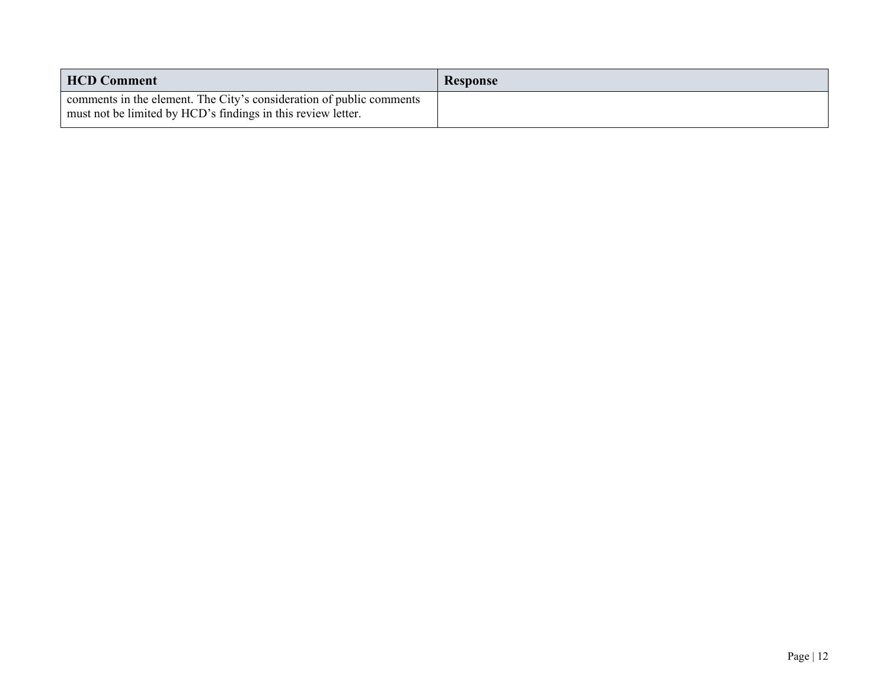| HCD Comment | Response |
| --- | --- |
| comments in the element. The City's consideration of public comments must not be limited by HCD's findings in this review letter. | |